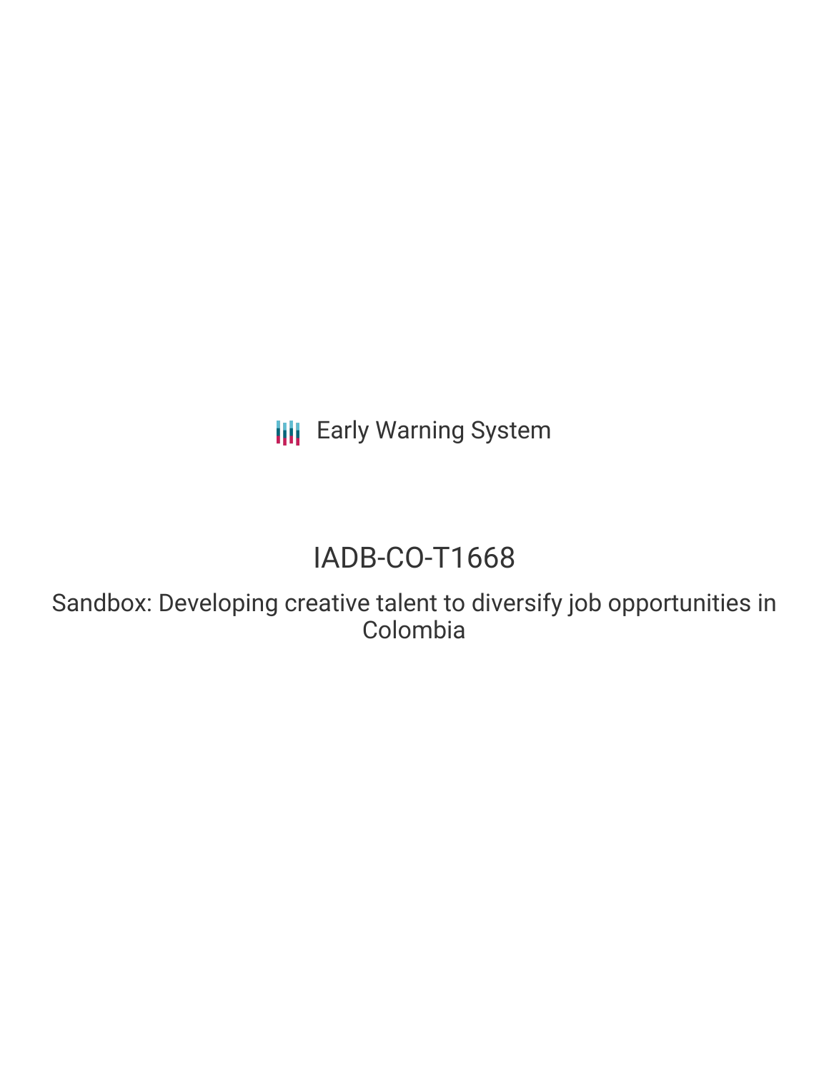Early Warning System

# IADB-CO-T1668

## Sandbox: Developing creative talent to diversify job opportunities in Colombia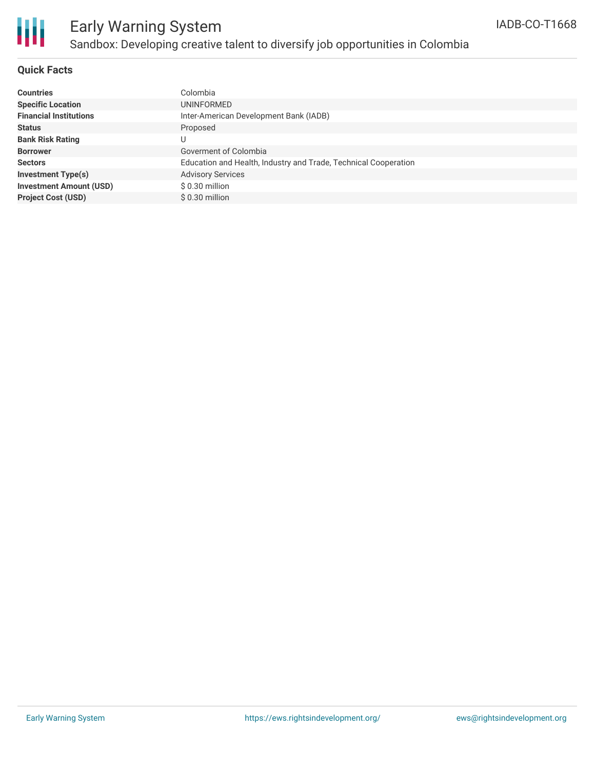# Early Warning System

## Sandbox: Developing creative talent to diversify job opportunities in Colombia

IADB-CO-T1668

### Quick Facts

| | |
|---|---|
| **Countries** | Colombia |
| **Specific Location** | UNINFORMED |
| **Financial Institutions** | Inter-American Development Bank (IADB) |
| **Status** | Proposed |
| **Bank Risk Rating** | U |
| **Borrower** | Goverment of Colombia |
| **Sectors** | Education and Health, Industry and Trade, Technical Cooperation |
| **Investment Type(s)** | Advisory Services |
| **Investment Amount (USD)** | $ 0.30 million |
| **Project Cost (USD)** | $ 0.30 million |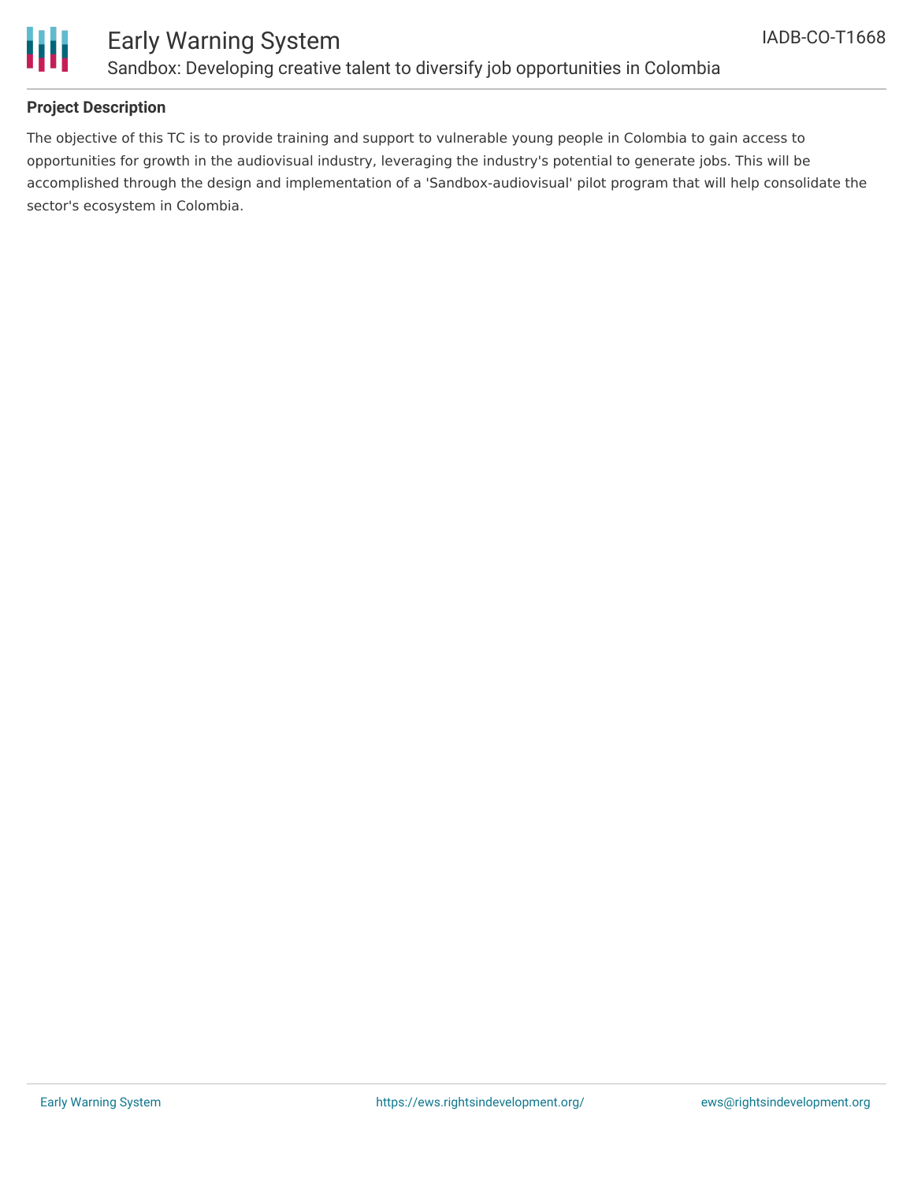## Project Description

The objective of this TC is to provide training and support to vulnerable young people in Colombia to gain access to opportunities for growth in the audiovisual industry, leveraging the industry's potential to generate jobs. This will be accomplished through the design and implementation of a 'Sandbox-audiovisual' pilot program that will help consolidate the sector's ecosystem in Colombia.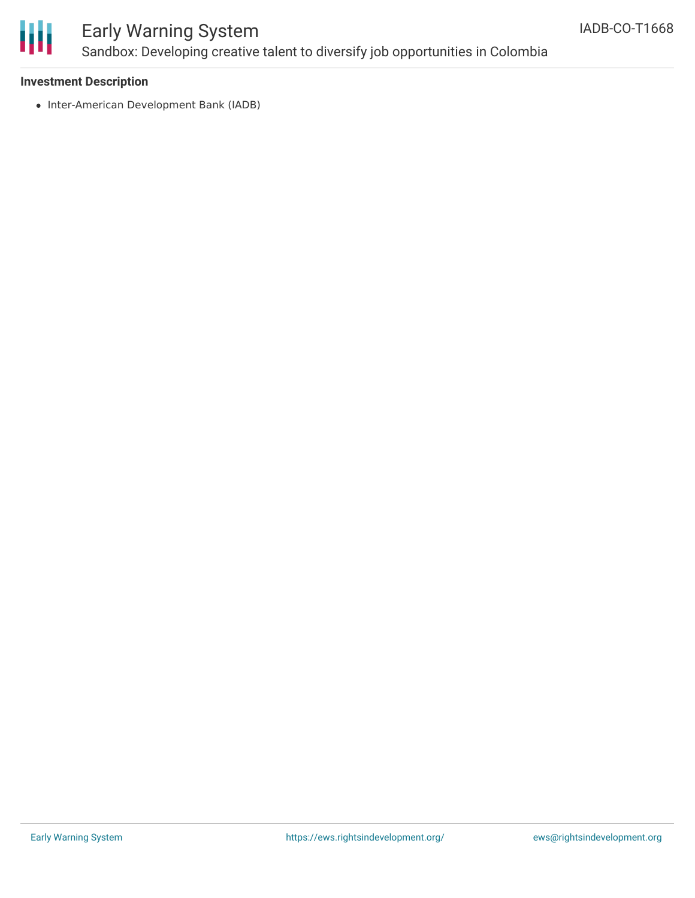### Investment Description

- Inter-American Development Bank (IADB)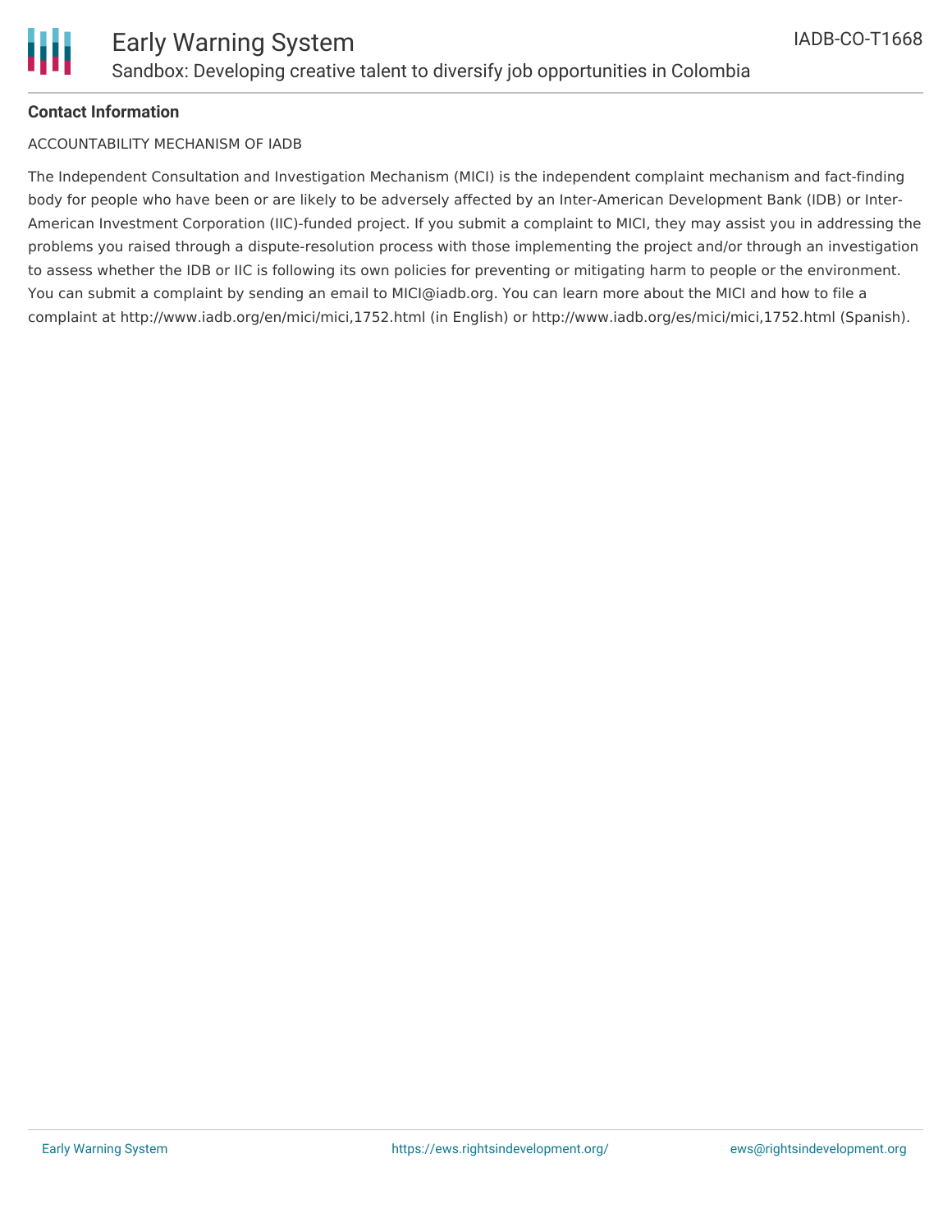**Contact Information**

ACCOUNTABILITY MECHANISM OF IADB

The Independent Consultation and Investigation Mechanism (MICI) is the independent complaint mechanism and fact-finding body for people who have been or are likely to be adversely affected by an Inter-American Development Bank (IDB) or Inter-American Investment Corporation (IIC)-funded project. If you submit a complaint to MICI, they may assist you in addressing the problems you raised through a dispute-resolution process with those implementing the project and/or through an investigation to assess whether the IDB or IIC is following its own policies for preventing or mitigating harm to people or the environment. You can submit a complaint by sending an email to MICI@iadb.org. You can learn more about the MICI and how to file a complaint at http://www.iadb.org/en/mici/mici,1752.html (in English) or http://www.iadb.org/es/mici/mici,1752.html (Spanish).